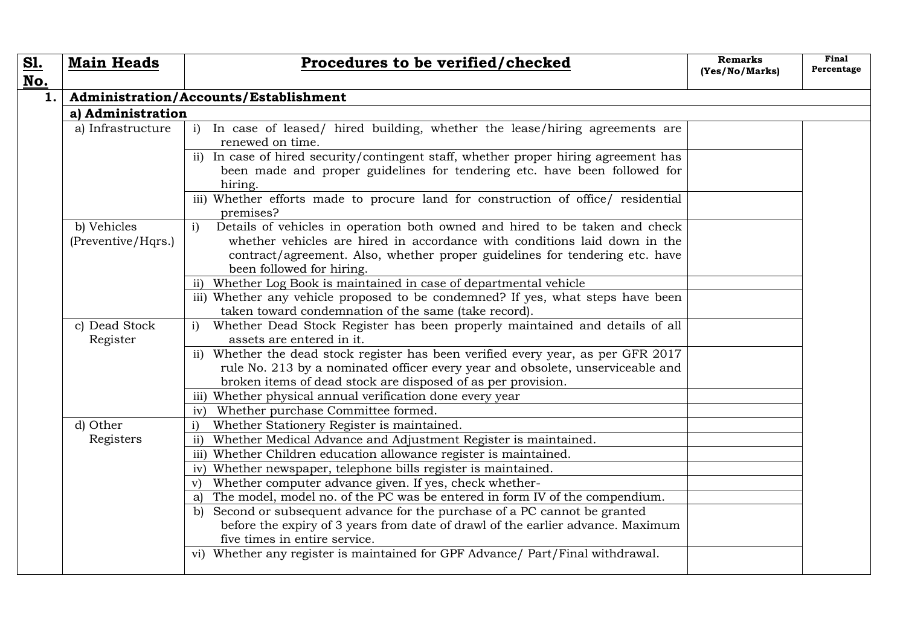| Sl. No. | Main Heads | Procedures to be verified/checked | Remarks (Yes/No/Marks) | Final Percentage |
|---|---|---|---|---|
| **1.** | **Administration/Accounts/Establishment** | | | |
| | **a) Administration** | | | |
| | a) Infrastructure | i) In case of leased/ hired building, whether the lease/hiring agreements are renewed on time. | | |
| | | ii) In case of hired security/contingent staff, whether proper hiring agreement has been made and proper guidelines for tendering etc. have been followed for hiring. | | |
| | | iii) Whether efforts made to procure land for construction of office/ residential premises? | | |
| | b) Vehicles (Preventive/Hqrs.) | i) Details of vehicles in operation both owned and hired to be taken and check whether vehicles are hired in accordance with conditions laid down in the contract/agreement. Also, whether proper guidelines for tendering etc. have been followed for hiring. | | |
| | | ii) Whether Log Book is maintained in case of departmental vehicle | | |
| | | iii) Whether any vehicle proposed to be condemned? If yes, what steps have been taken toward condemnation of the same (take record). | | |
| | c) Dead Stock Register | i) Whether Dead Stock Register has been properly maintained and details of all assets are entered in it. | | |
| | | ii) Whether the dead stock register has been verified every year, as per GFR 2017 rule No. 213 by a nominated officer every year and obsolete, unserviceable and broken items of dead stock are disposed of as per provision. | | |
| | | iii) Whether physical annual verification done every year | | |
| | | iv) Whether purchase Committee formed. | | |
| | d) Other Registers | i) Whether Stationery Register is maintained. | | |
| | | ii) Whether Medical Advance and Adjustment Register is maintained. | | |
| | | iii) Whether Children education allowance register is maintained. | | |
| | | iv) Whether newspaper, telephone bills register is maintained. | | |
| | | v) Whether computer advance given. If yes, check whether- | | |
| | | a) The model, model no. of the PC was be entered in form IV of the compendium. | | |
| | | b) Second or subsequent advance for the purchase of a PC cannot be granted before the expiry of 3 years from date of drawl of the earlier advance. Maximum five times in entire service. | | |
| | | vi) Whether any register is maintained for GPF Advance/ Part/Final withdrawal. | | |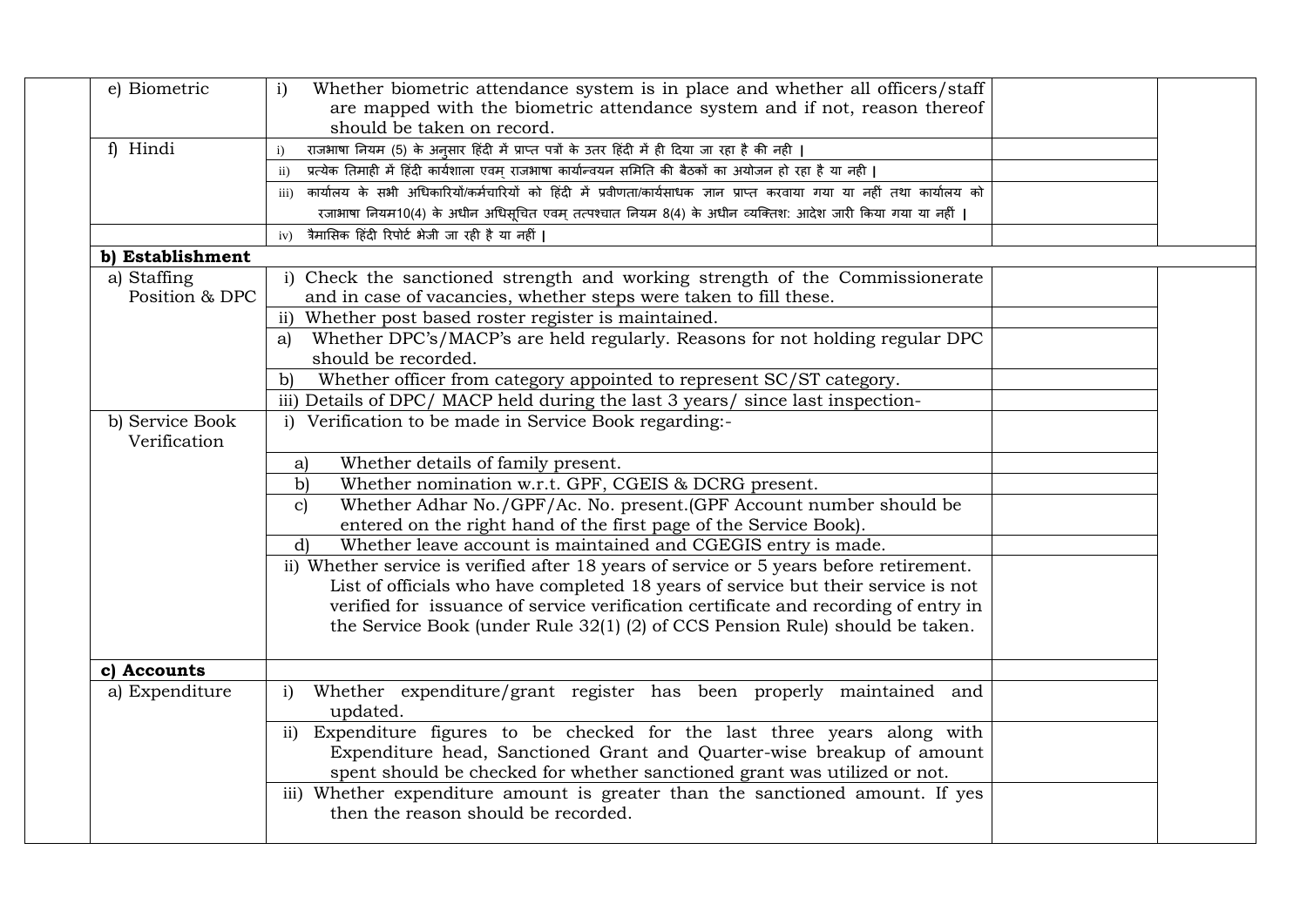| | | | | |
|---|---|---|---|---|
| | e) Biometric | i) Whether biometric attendance system is in place and whether all officers/staff are mapped with the biometric attendance system and if not, reason thereof should be taken on record. | | |
| | f) Hindi | i) राजभाषा नियम (5) के अनुसार हिंदी में प्राप्त पत्रों के उत्तर हिंदी में ही दिया जा रहा है की नही । | | |
| | | ii) प्रत्येक तिमाही में हिंदी कार्यशाला एवम् राजभाषा कार्यान्वयन समिति की बैठकों का अयोजन हो रहा है या नही । | | |
| | | iii) कार्यालय के सभी अधिकारियों/कर्मचारियों को हिंदी में प्रवीणता/कार्यसाधक ज्ञान प्राप्त करवाया गया या नहीं तथा कार्यालय को रजाभाषा नियम10(4) के अधीन अधिसूचित एवम् तत्पश्चात नियम 8(4) के अधीन व्यक्तिश: आदेश जारी किया गया या नहीं । | | |
| | | iv) त्रैमासिक हिंदी रिपोर्ट भेजी जा रही है या नहीं । | | |
| | **b) Establishment** | | | |
| | a) Staffing Position & DPC | i) Check the sanctioned strength and working strength of the Commissionerate and in case of vacancies, whether steps were taken to fill these. | | |
| | | ii) Whether post based roster register is maintained. | | |
| | | a) Whether DPC's/MACP's are held regularly. Reasons for not holding regular DPC should be recorded. | | |
| | | b) Whether officer from category appointed to represent SC/ST category. | | |
| | | iii) Details of DPC/ MACP held during the last 3 years/ since last inspection- | | |
| | b) Service Book Verification | i) Verification to be made in Service Book regarding:- | | |
| | | a) Whether details of family present. | | |
| | | b) Whether nomination w.r.t. GPF, CGEIS & DCRG present. | | |
| | | c) Whether Adhar No./GPF/Ac. No. present.(GPF Account number should be entered on the right hand of the first page of the Service Book). | | |
| | | d) Whether leave account is maintained and CGEGIS entry is made. | | |
| | | ii) Whether service is verified after 18 years of service or 5 years before retirement. List of officials who have completed 18 years of service but their service is not verified for issuance of service verification certificate and recording of entry in the Service Book (under Rule 32(1) (2) of CCS Pension Rule) should be taken. | | |
| | **c) Accounts** | | | |
| | a) Expenditure | i) Whether expenditure/grant register has been properly maintained and updated. | | |
| | | ii) Expenditure figures to be checked for the last three years along with Expenditure head, Sanctioned Grant and Quarter-wise breakup of amount spent should be checked for whether sanctioned grant was utilized or not. | | |
| | | iii) Whether expenditure amount is greater than the sanctioned amount. If yes then the reason should be recorded. | | |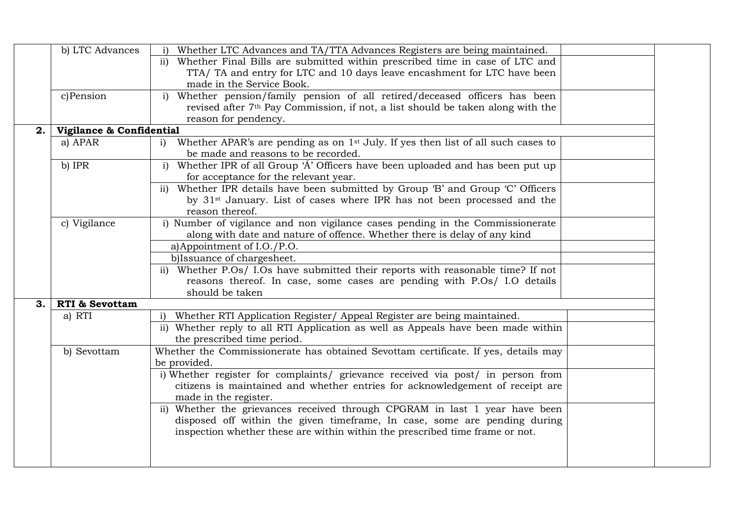| | | | | |
|---|---|---|---|---|
| | b) LTC Advances | i) Whether LTC Advances and TA/TTA Advances Registers are being maintained. | | |
| | | ii) Whether Final Bills are submitted within prescribed time in case of LTC and TTA/ TA and entry for LTC and 10 days leave encashment for LTC have been made in the Service Book. | | |
| | c)Pension | i) Whether pension/family pension of all retired/deceased officers has been revised after 7th Pay Commission, if not, a list should be taken along with the reason for pendency. | | |
| **2.** | **Vigilance & Confidential** | | | |
| | a) APAR | i) Whether APAR's are pending as on 1st July. If yes then list of all such cases to be made and reasons to be recorded. | | |
| | b) IPR | i) Whether IPR of all Group 'Á' Officers have been uploaded and has been put up for acceptance for the relevant year. | | |
| | | ii) Whether IPR details have been submitted by Group 'B' and Group 'C' Officers by 31st January. List of cases where IPR has not been processed and the reason thereof. | | |
| | c) Vigilance | i) Number of vigilance and non vigilance cases pending in the Commissionerate along with date and nature of offence. Whether there is delay of any kind | | |
| | | a)Appointment of I.O./P.O. | | |
| | | b)Issuance of chargesheet. | | |
| | | ii) Whether P.Os/ I.Os have submitted their reports with reasonable time? If not reasons thereof. In case, some cases are pending with P.Os/ I.O details should be taken | | |
| **3.** | **RTI & Sevottam** | | | |
| | a) RTI | i) Whether RTI Application Register/ Appeal Register are being maintained. | | |
| | | ii) Whether reply to all RTI Application as well as Appeals have been made within the prescribed time period. | | |
| | b) Sevottam | Whether the Commissionerate has obtained Sevottam certificate. If yes, details may be provided. | | |
| | | i) Whether register for complaints/ grievance received via post/ in person from citizens is maintained and whether entries for acknowledgement of receipt are made in the register. | | |
| | | ii) Whether the grievances received through CPGRAM in last 1 year have been disposed off within the given timeframe, In case, some are pending during inspection whether these are within within the prescribed time frame or not. | | |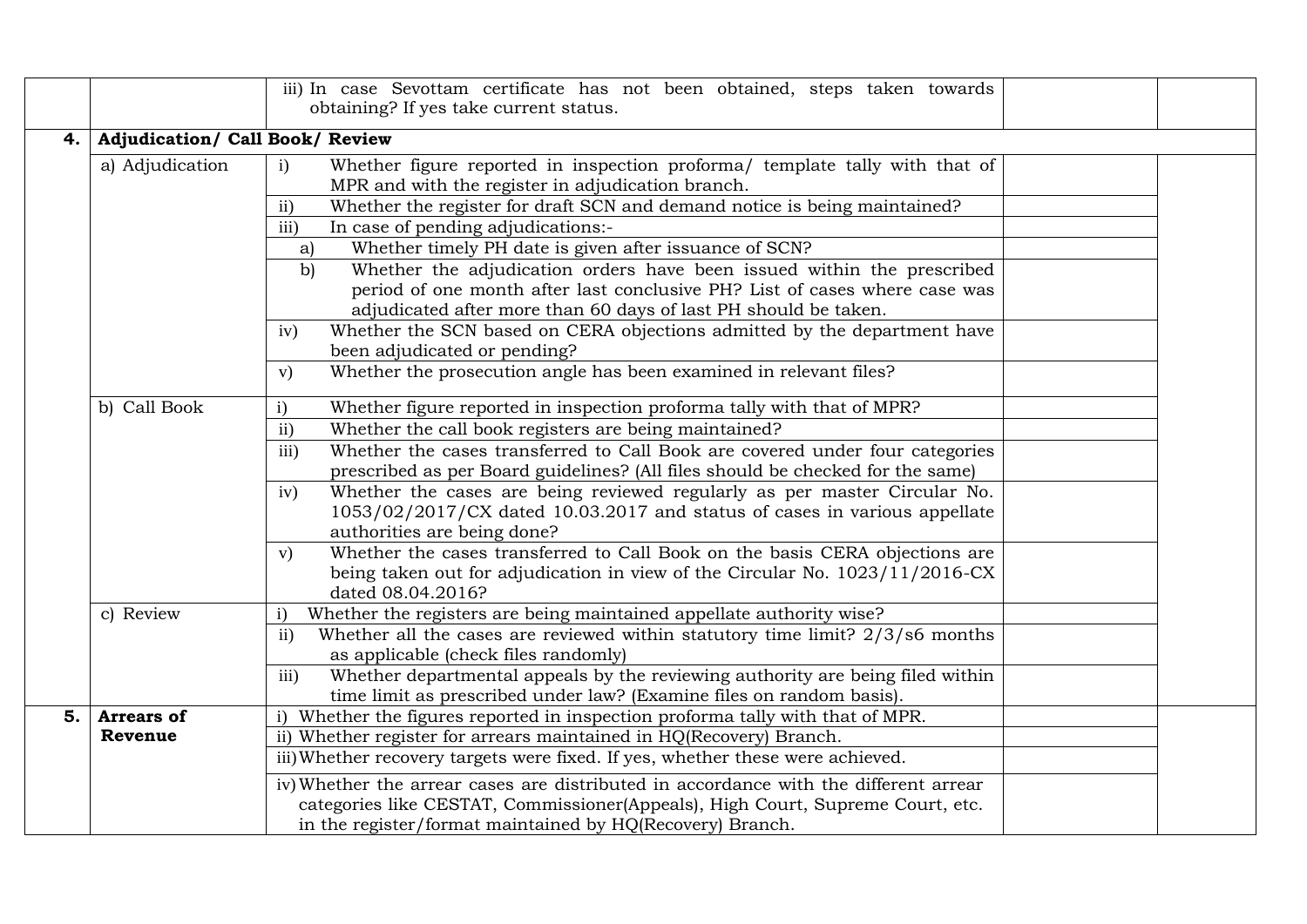| | | | | |
|---|---|---|---|---|
| | | iii) In case Sevottam certificate has not been obtained, steps taken towards obtaining? If yes take current status. | | |
| **4.** | **Adjudication/ Call Book/ Review** | | | |
| | a) Adjudication | i) Whether figure reported in inspection proforma/ template tally with that of MPR and with the register in adjudication branch. | | |
| | | ii) Whether the register for draft SCN and demand notice is being maintained? | | |
| | | iii) In case of pending adjudications:- | | |
| | | a) Whether timely PH date is given after issuance of SCN? | | |
| | | b) Whether the adjudication orders have been issued within the prescribed period of one month after last conclusive PH? List of cases where case was adjudicated after more than 60 days of last PH should be taken. | | |
| | | iv) Whether the SCN based on CERA objections admitted by the department have been adjudicated or pending? | | |
| | | v) Whether the prosecution angle has been examined in relevant files? | | |
| | b) Call Book | i) Whether figure reported in inspection proforma tally with that of MPR? | | |
| | | ii) Whether the call book registers are being maintained? | | |
| | | iii) Whether the cases transferred to Call Book are covered under four categories prescribed as per Board guidelines? (All files should be checked for the same) | | |
| | | iv) Whether the cases are being reviewed regularly as per master Circular No. 1053/02/2017/CX dated 10.03.2017 and status of cases in various appellate authorities are being done? | | |
| | | v) Whether the cases transferred to Call Book on the basis CERA objections are being taken out for adjudication in view of the Circular No. 1023/11/2016-CX dated 08.04.2016? | | |
| | c) Review | i) Whether the registers are being maintained appellate authority wise? | | |
| | | ii) Whether all the cases are reviewed within statutory time limit? 2/3/s6 months as applicable (check files randomly) | | |
| | | iii) Whether departmental appeals by the reviewing authority are being filed within time limit as prescribed under law? (Examine files on random basis). | | |
| **5.** | **Arrears of Revenue** | i) Whether the figures reported in inspection proforma tally with that of MPR. | | |
| | | ii) Whether register for arrears maintained in HQ(Recovery) Branch. | | |
| | | iii) Whether recovery targets were fixed. If yes, whether these were achieved. | | |
| | | iv) Whether the arrear cases are distributed in accordance with the different arrear categories like CESTAT, Commissioner(Appeals), High Court, Supreme Court, etc. in the register/format maintained by HQ(Recovery) Branch. | | |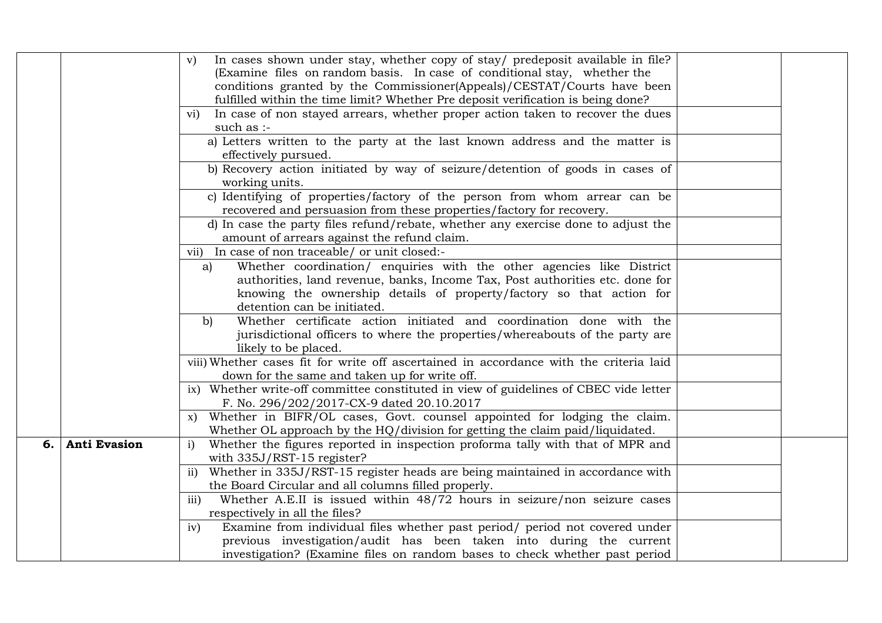| | | | | |
|---|---|---|---|---|
| | | v) In cases shown under stay, whether copy of stay/ predeposit available in file? (Examine files on random basis. In case of conditional stay, whether the conditions granted by the Commissioner(Appeals)/CESTAT/Courts have been fulfilled within the time limit? Whether Pre deposit verification is being done? | | |
| | | vi) In case of non stayed arrears, whether proper action taken to recover the dues such as :- | | |
| | | a) Letters written to the party at the last known address and the matter is effectively pursued. | | |
| | | b) Recovery action initiated by way of seizure/detention of goods in cases of working units. | | |
| | | c) Identifying of properties/factory of the person from whom arrear can be recovered and persuasion from these properties/factory for recovery. | | |
| | | d) In case the party files refund/rebate, whether any exercise done to adjust the amount of arrears against the refund claim. | | |
| | | vii) In case of non traceable/ or unit closed:- | | |
| | | a) Whether coordination/ enquiries with the other agencies like District authorities, land revenue, banks, Income Tax, Post authorities etc. done for knowing the ownership details of property/factory so that action for detention can be initiated. | | |
| | | b) Whether certificate action initiated and coordination done with the jurisdictional officers to where the properties/whereabouts of the party are likely to be placed. | | |
| | | viii) Whether cases fit for write off ascertained in accordance with the criteria laid down for the same and taken up for write off. | | |
| | | ix) Whether write-off committee constituted in view of guidelines of CBEC vide letter F. No. 296/202/2017-CX-9 dated 20.10.2017 | | |
| | | x) Whether in BIFR/OL cases, Govt. counsel appointed for lodging the claim. Whether OL approach by the HQ/division for getting the claim paid/liquidated. | | |
| **6.** | **Anti Evasion** | i) Whether the figures reported in inspection proforma tally with that of MPR and with 335J/RST-15 register? | | |
| | | ii) Whether in 335J/RST-15 register heads are being maintained in accordance with the Board Circular and all columns filled properly. | | |
| | | iii) Whether A.E.II is issued within 48/72 hours in seizure/non seizure cases respectively in all the files? | | |
| | | iv) Examine from individual files whether past period/ period not covered under previous investigation/audit has been taken into during the current investigation? (Examine files on random bases to check whether past period | | |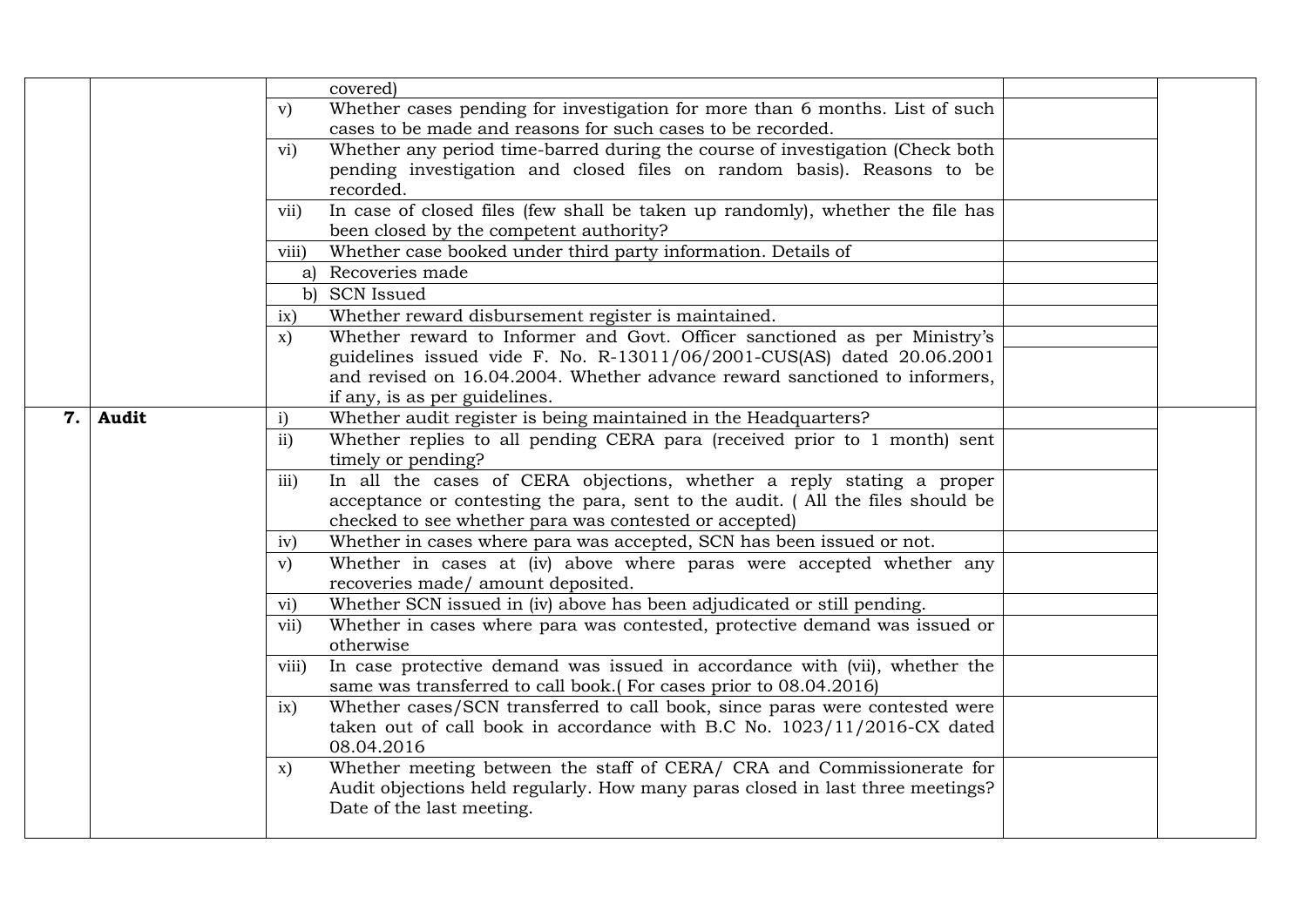| | | | | |
|---|---|---|---|---|
| | | covered) | | |
| | | v) Whether cases pending for investigation for more than 6 months. List of such cases to be made and reasons for such cases to be recorded. | | |
| | | vi) Whether any period time-barred during the course of investigation (Check both pending investigation and closed files on random basis). Reasons to be recorded. | | |
| | | vii) In case of closed files (few shall be taken up randomly), whether the file has been closed by the competent authority? | | |
| | | viii) Whether case booked under third party information. Details of | | |
| | | a) Recoveries made | | |
| | | b) SCN Issued | | |
| | | ix) Whether reward disbursement register is maintained. | | |
| | | x) Whether reward to Informer and Govt. Officer sanctioned as per Ministry's guidelines issued vide F. No. R-13011/06/2001-CUS(AS) dated 20.06.2001 and revised on 16.04.2004. Whether advance reward sanctioned to informers, if any, is as per guidelines. | | |
| **7.** | **Audit** | i) Whether audit register is being maintained in the Headquarters? | | |
| | | ii) Whether replies to all pending CERA para (received prior to 1 month) sent timely or pending? | | |
| | | iii) In all the cases of CERA objections, whether a reply stating a proper acceptance or contesting the para, sent to the audit. ( All the files should be checked to see whether para was contested or accepted) | | |
| | | iv) Whether in cases where para was accepted, SCN has been issued or not. | | |
| | | v) Whether in cases at (iv) above where paras were accepted whether any recoveries made/ amount deposited. | | |
| | | vi) Whether SCN issued in (iv) above has been adjudicated or still pending. | | |
| | | vii) Whether in cases where para was contested, protective demand was issued or otherwise | | |
| | | viii) In case protective demand was issued in accordance with (vii), whether the same was transferred to call book.( For cases prior to 08.04.2016) | | |
| | | ix) Whether cases/SCN transferred to call book, since paras were contested were taken out of call book in accordance with B.C No. 1023/11/2016-CX dated 08.04.2016 | | |
| | | x) Whether meeting between the staff of CERA/ CRA and Commissionerate for Audit objections held regularly. How many paras closed in last three meetings? Date of the last meeting. | | |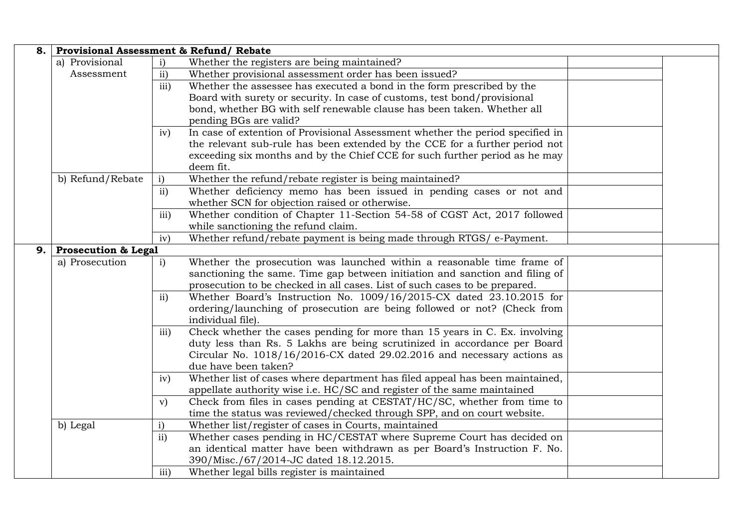| | | | | | |
|---|---|---|---|---|---|
| **8.** | **Provisional Assessment & Refund/ Rebate** | | | | |
| | a) Provisional Assessment | i) | Whether the registers are being maintained? | | |
| | | ii) | Whether provisional assessment order has been issued? | | |
| | | iii) | Whether the assessee has executed a bond in the form prescribed by the Board with surety or security. In case of customs, test bond/provisional bond, whether BG with self renewable clause has been taken. Whether all pending BGs are valid? | | |
| | | iv) | In case of extention of Provisional Assessment whether the period specified in the relevant sub-rule has been extended by the CCE for a further period not exceeding six months and by the Chief CCE for such further period as he may deem fit. | | |
| | b) Refund/Rebate | i) | Whether the refund/rebate register is being maintained? | | |
| | | ii) | Whether deficiency memo has been issued in pending cases or not and whether SCN for objection raised or otherwise. | | |
| | | iii) | Whether condition of Chapter 11-Section 54-58 of CGST Act, 2017 followed while sanctioning the refund claim. | | |
| | | iv) | Whether refund/rebate payment is being made through RTGS/ e-Payment. | | |
| **9.** | **Prosecution & Legal** | | | | |
| | a) Prosecution | i) | Whether the prosecution was launched within a reasonable time frame of sanctioning the same. Time gap between initiation and sanction and filing of prosecution to be checked in all cases. List of such cases to be prepared. | | |
| | | ii) | Whether Board's Instruction No. 1009/16/2015-CX dated 23.10.2015 for ordering/launching of prosecution are being followed or not? (Check from individual file). | | |
| | | iii) | Check whether the cases pending for more than 15 years in C. Ex. involving duty less than Rs. 5 Lakhs are being scrutinized in accordance per Board Circular No. 1018/16/2016-CX dated 29.02.2016 and necessary actions as due have been taken? | | |
| | | iv) | Whether list of cases where department has filed appeal has been maintained, appellate authority wise i.e. HC/SC and register of the same maintained | | |
| | | v) | Check from files in cases pending at CESTAT/HC/SC, whether from time to time the status was reviewed/checked through SPP, and on court website. | | |
| | b) Legal | i) | Whether list/register of cases in Courts, maintained | | |
| | | ii) | Whether cases pending in HC/CESTAT where Supreme Court has decided on an identical matter have been withdrawn as per Board's Instruction F. No. 390/Misc./67/2014-JC dated 18.12.2015. | | |
| | | iii) | Whether legal bills register is maintained | | |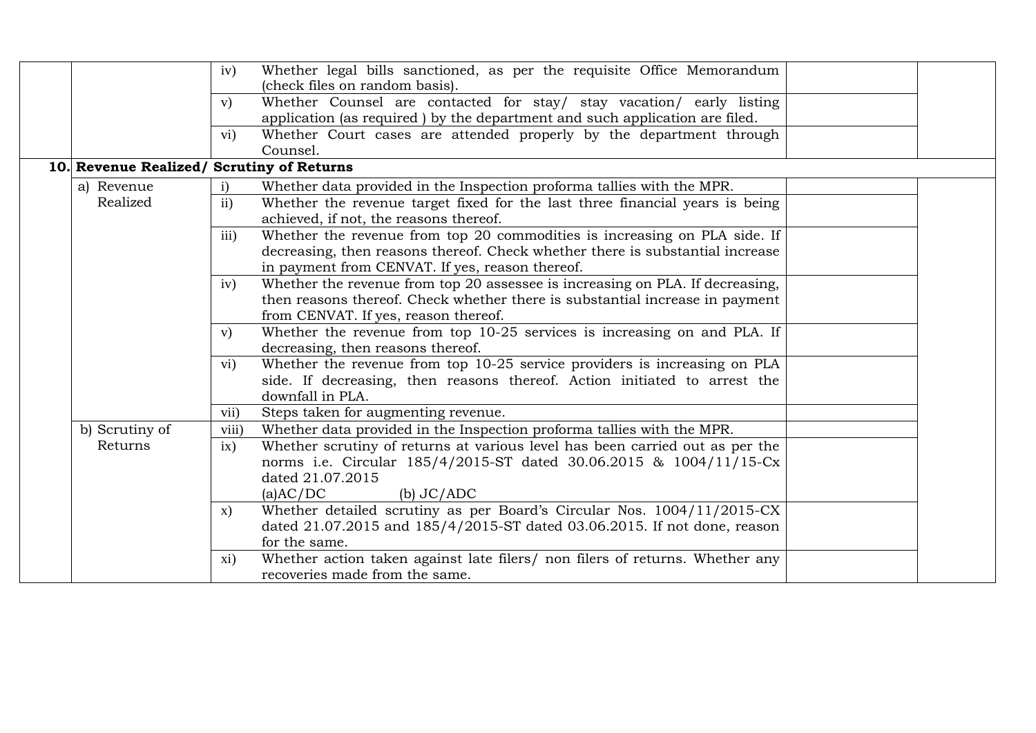| | | | | | |
|---|---|---|---|---|---|
| | | iv) | Whether legal bills sanctioned, as per the requisite Office Memorandum (check files on random basis). | | |
| | | v) | Whether Counsel are contacted for stay/ stay vacation/ early listing application (as required ) by the department and such application are filed. | | |
| | | vi) | Whether Court cases are attended properly by the department through Counsel. | | |
| **10.** | **Revenue Realized/ Scrutiny of Returns** | | | | |
| | a) Revenue Realized | i) | Whether data provided in the Inspection proforma tallies with the MPR. | | |
| | | ii) | Whether the revenue target fixed for the last three financial years is being achieved, if not, the reasons thereof. | | |
| | | iii) | Whether the revenue from top 20 commodities is increasing on PLA side. If decreasing, then reasons thereof. Check whether there is substantial increase in payment from CENVAT. If yes, reason thereof. | | |
| | | iv) | Whether the revenue from top 20 assessee is increasing on PLA. If decreasing, then reasons thereof. Check whether there is substantial increase in payment from CENVAT. If yes, reason thereof. | | |
| | | v) | Whether the revenue from top 10-25 services is increasing on and PLA. If decreasing, then reasons thereof. | | |
| | | vi) | Whether the revenue from top 10-25 service providers is increasing on PLA side. If decreasing, then reasons thereof. Action initiated to arrest the downfall in PLA. | | |
| | | vii) | Steps taken for augmenting revenue. | | |
| | b) Scrutiny of Returns | viii) | Whether data provided in the Inspection proforma tallies with the MPR. | | |
| | | ix) | Whether scrutiny of returns at various level has been carried out as per the norms i.e. Circular 185/4/2015-ST dated 30.06.2015 & 1004/11/15-Cx dated 21.07.2015 (a)AC/DC (b) JC/ADC | | |
| | | x) | Whether detailed scrutiny as per Board's Circular Nos. 1004/11/2015-CX dated 21.07.2015 and 185/4/2015-ST dated 03.06.2015. If not done, reason for the same. | | |
| | | xi) | Whether action taken against late filers/ non filers of returns. Whether any recoveries made from the same. | | |